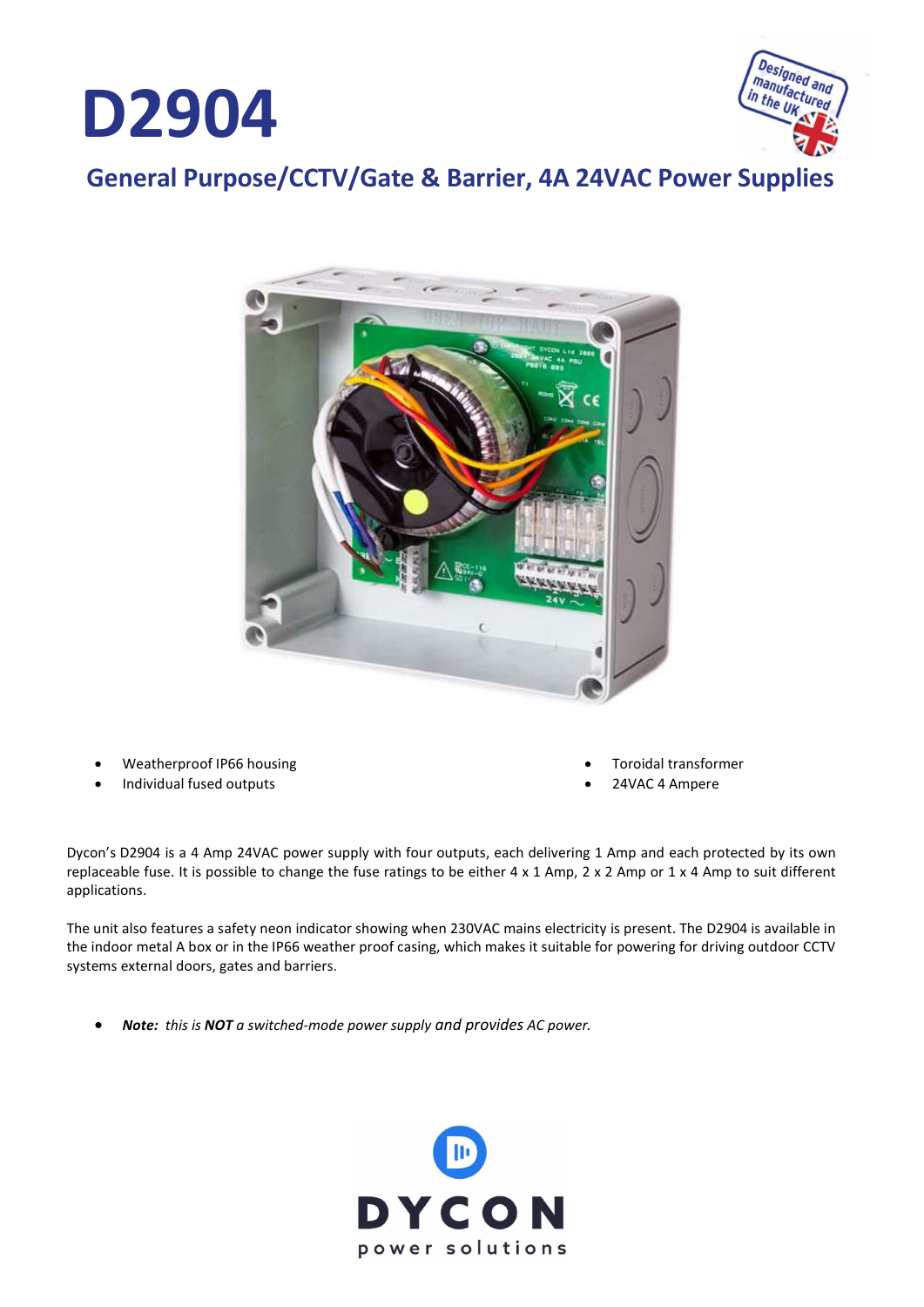# D2904

## General Purpose/CCTV/Gate & Barrier, 4A 24VAC Power Supplies

- Weatherproof IP66 housing
- Individual fused outputs
- Toroidal transformer
- 24VAC 4 Ampere

Dycon's D2904 is a 4 Amp 24VAC power supply with four outputs, each delivering 1 Amp and each protected by its own replaceable fuse. It is possible to change the fuse ratings to be either 4 x 1 Amp, 2 x 2 Amp or 1 x 4 Amp to suit different applications.

The unit also features a safety neon indicator showing when 230VAC mains electricity is present. The D2904 is available in the indoor metal A box or in the IP66 weather proof casing, which makes it suitable for powering for driving outdoor CCTV systems external doors, gates and barriers.

- ***Note:*** *this is* ***NOT*** *a switched-mode power supply and provides AC power.*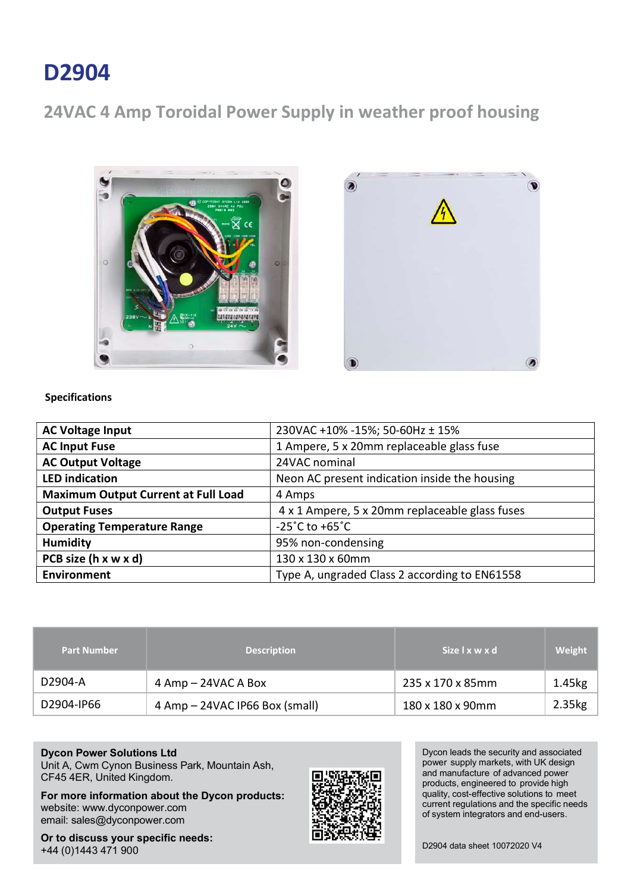# D2904

## 24VAC 4 Amp Toroidal Power Supply in weather proof housing

**Specifications**

| | |
|---|---|
| **AC Voltage Input** | 230VAC +10% -15%; 50-60Hz ± 15% |
| **AC Input Fuse** | 1 Ampere, 5 x 20mm replaceable glass fuse |
| **AC Output Voltage** | 24VAC nominal |
| **LED indication** | Neon AC present indication inside the housing |
| **Maximum Output Current at Full Load** | 4 Amps |
| **Output Fuses** | 4 x 1 Ampere, 5 x 20mm replaceable glass fuses |
| **Operating Temperature Range** | -25˚C to +65˚C |
| **Humidity** | 95% non-condensing |
| **PCB size (h x w x d)** | 130 x 130 x 60mm |
| **Environment** | Type A, ungraded Class 2 according to EN61558 |

| Part Number | Description | Size l x w x d | Weight |
|---|---|---|---|
| D2904-A | 4 Amp – 24VAC A Box | 235 x 170 x 85mm | 1.45kg |
| D2904-IP66 | 4 Amp – 24VAC IP66 Box (small) | 180 x 180 x 90mm | 2.35kg |

**Dycon Power Solutions Ltd**
Unit A, Cwm Cynon Business Park, Mountain Ash,
CF45 4ER, United Kingdom.

**For more information about the Dycon products:**
website: www.dyconpower.com
email: sales@dyconpower.com

**Or to discuss your specific needs:**
+44 (0)1443 471 900

Dycon leads the security and associated power supply markets, with UK design and manufacture of advanced power products, engineered to provide high quality, cost-effective solutions to meet current regulations and the specific needs of system integrators and end-users.

D2904 data sheet 10072020 V4